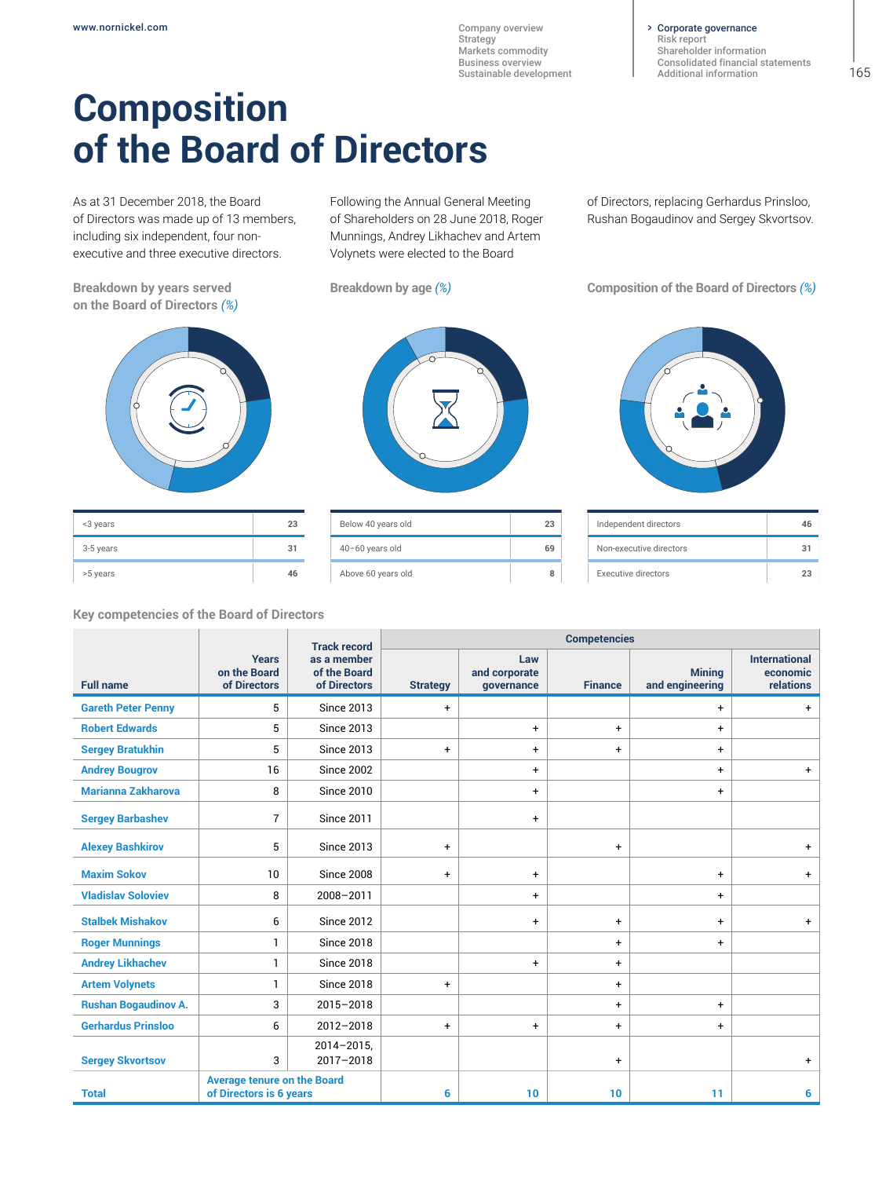# Composition of the Board of Directors

As at 31 December 2018, the Board of Directors was made up of 13 members, including six independent, four non-executive and three executive directors.

Following the Annual General Meeting of Shareholders on 28 June 2018, Roger Munnings, Andrey Likhachev and Artem Volynets were elected to the Board of Directors, replacing Gerhardus Prinsloo, Rushan Bogaudinov and Sergey Skvortsov.

### Breakdown by years served on the Board of Directors (%)

| | |
|---|---|
| <3 years | 23 |
| 3-5 years | 31 |
| >5 years | 46 |

### Breakdown by age (%)

| | |
|---|---|
| Below 40 years old | 23 |
| 40–60 years old | 69 |
| Above 60 years old | 8 |

### Composition of the Board of Directors (%)

| | |
|---|---|
| Independent directors | 46 |
| Non-executive directors | 31 |
| Executive directors | 23 |

### Key competencies of the Board of Directors

| Full name | Years on the Board of Directors | Track record as a member of the Board of Directors | Competencies | | | | |
|---|---|---|---|---|---|---|---|
| | | | Strategy | Law and corporate governance | Finance | Mining and engineering | International economic relations |
| Gareth Peter Penny | 5 | Since 2013 | + | | | + | + |
| Robert Edwards | 5 | Since 2013 | | + | + | + | |
| Sergey Bratukhin | 5 | Since 2013 | + | + | + | + | |
| Andrey Bougrov | 16 | Since 2002 | | + | | + | + |
| Marianna Zakharova | 8 | Since 2010 | | + | | + | |
| Sergey Barbashev | 7 | Since 2011 | | + | | | |
| Alexey Bashkirov | 5 | Since 2013 | + | | + | | + |
| Maxim Sokov | 10 | Since 2008 | + | + | | + | + |
| Vladislav Soloviev | 8 | 2008–2011 | | + | | + | |
| Stalbek Mishakov | 6 | Since 2012 | | + | + | + | + |
| Roger Munnings | 1 | Since 2018 | | | + | + | |
| Andrey Likhachev | 1 | Since 2018 | | + | + | | |
| Artem Volynets | 1 | Since 2018 | + | | + | | |
| Rushan Bogaudinov A. | 3 | 2015–2018 | | | + | + | |
| Gerhardus Prinsloo | 6 | 2012–2018 | + | + | + | + | |
| Sergey Skvortsov | 3 | 2014–2015, 2017–2018 | | | + | | + |
| Total | Average tenure on the Board of Directors is 6 years | | 6 | 10 | 10 | 11 | 6 |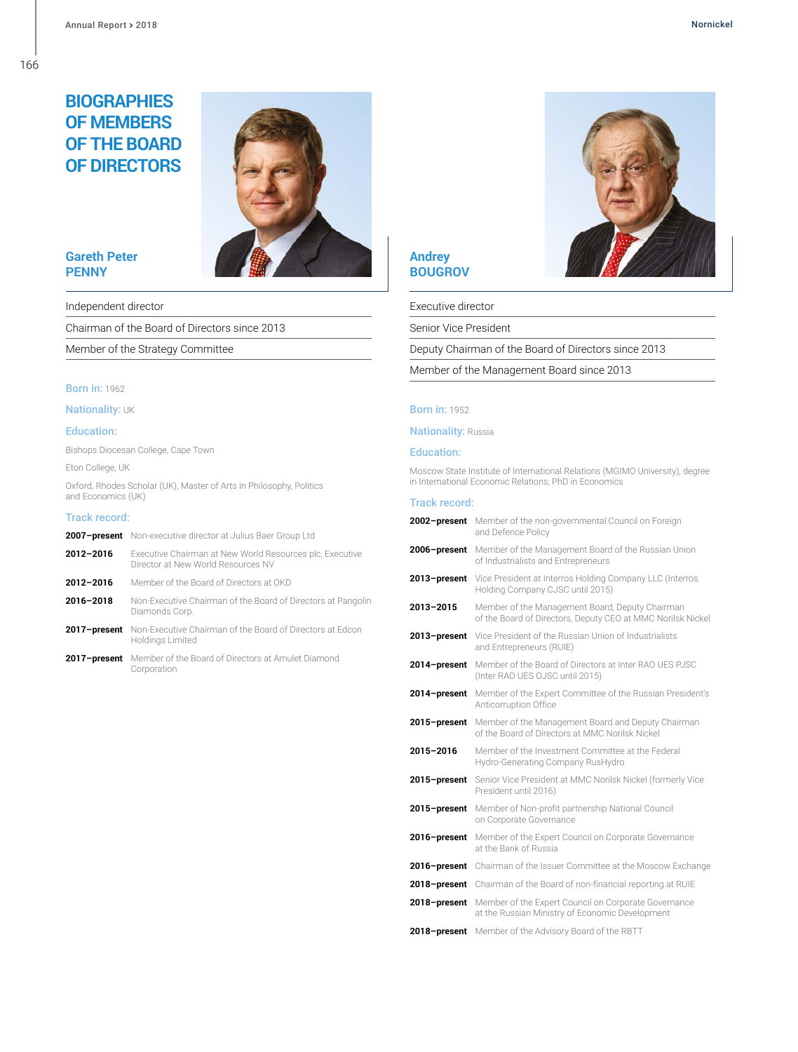# BIOGRAPHIES OF MEMBERS OF THE BOARD OF DIRECTORS

## Gareth Peter PENNY

Independent director

Chairman of the Board of Directors since 2013

Member of the Strategy Committee

**Born in:** 1962

**Nationality:** UK

**Education:**

Bishops Diocesan College, Cape Town

Eton College, UK

Oxford, Rhodes Scholar (UK), Master of Arts in Philosophy, Politics and Economics (UK)

**Track record:**

| | |
|---|---|
| **2007–present** | Non-executive director at Julius Baer Group Ltd |
| **2012–2016** | Executive Chairman at New World Resources plc, Executive Director at New World Resources NV |
| **2012–2016** | Member of the Board of Directors at OKD |
| **2016–2018** | Non-Executive Chairman of the Board of Directors at Pangolin Diamonds Corp. |
| **2017–present** | Non-Executive Chairman of the Board of Directors at Edcon Holdings Limited |
| **2017–present** | Member of the Board of Directors at Amulet Diamond Corporation |

## Andrey BOUGROV

Executive director

Senior Vice President

Deputy Chairman of the Board of Directors since 2013

Member of the Management Board since 2013

**Born in:** 1952

**Nationality:** Russia

**Education:**

Moscow State Institute of International Relations (MGIMO University), degree in International Economic Relations; PhD in Economics

**Track record:**

| | |
|---|---|
| **2002–present** | Member of the non-governmental Council on Foreign and Defence Policy |
| **2006–present** | Member of the Management Board of the Russian Union of Industrialists and Entrepreneurs |
| **2013–present** | Vice President at Interros Holding Company LLC (Interros Holding Company CJSC until 2015) |
| **2013–2015** | Member of the Management Board, Deputy Chairman of the Board of Directors, Deputy CEO at MMC Norilsk Nickel |
| **2013–present** | Vice President of the Russian Union of Industrialists and Entrepreneurs (RUIE) |
| **2014–present** | Member of the Board of Directors at Inter RAO UES PJSC (Inter RAO UES OJSC until 2015) |
| **2014–present** | Member of the Expert Committee of the Russian President's Anticorruption Office |
| **2015–present** | Member of the Management Board and Deputy Chairman of the Board of Directors at MMC Norilsk Nickel |
| **2015–2016** | Member of the Investment Committee at the Federal Hydro-Generating Company RusHydro |
| **2015–present** | Senior Vice President at MMC Norilsk Nickel (formerly Vice President until 2016) |
| **2015–present** | Member of Non-profit partnership National Council on Corporate Governance |
| **2016–present** | Member of the Expert Council on Corporate Governance at the Bank of Russia |
| **2016–present** | Chairman of the Issuer Committee at the Moscow Exchange |
| **2018–present** | Chairman of the Board of non-financial reporting at RUIE |
| **2018–present** | Member of the Expert Council on Corporate Governance at the Russian Ministry of Economic Development |
| **2018–present** | Member of the Advisory Board of the RBTT |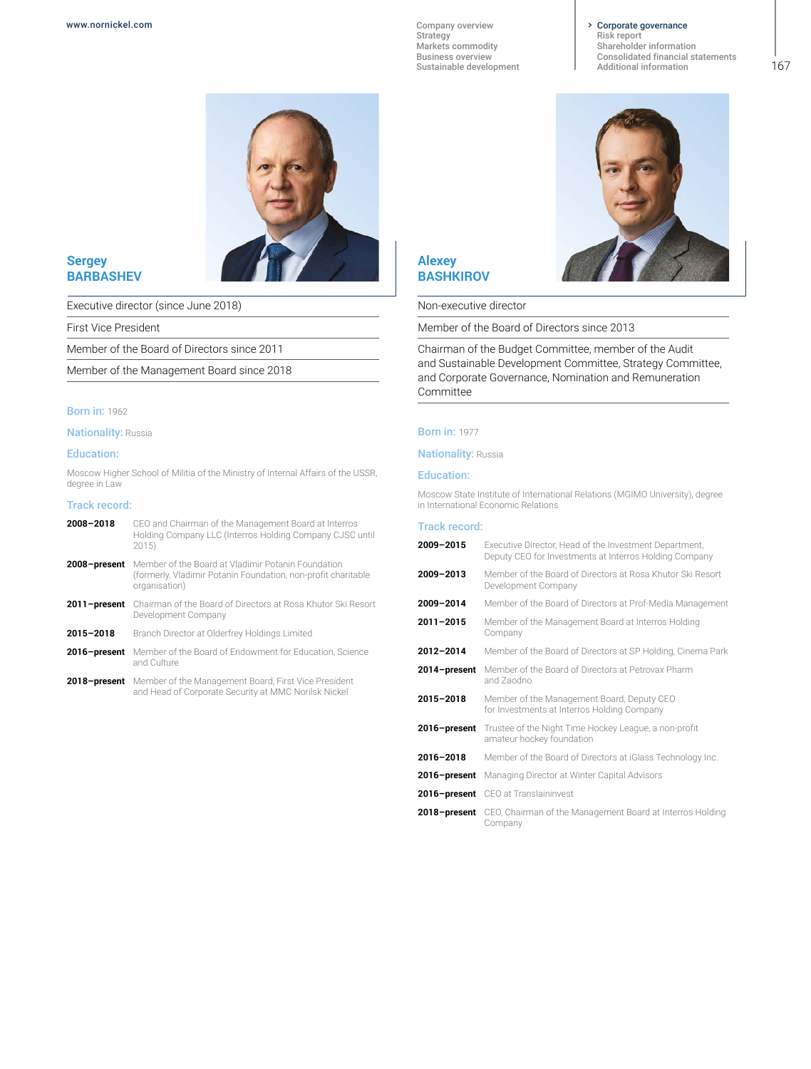## Sergey BARBASHEV

Executive director (since June 2018)

First Vice President

Member of the Board of Directors since 2011

Member of the Management Board since 2018

**Born in:** 1962

**Nationality:** Russia

**Education:**

Moscow Higher School of Militia of the Ministry of Internal Affairs of the USSR, degree in Law

**Track record:**

| | |
|---|---|
| **2008–2018** | CEO and Chairman of the Management Board at Interros Holding Company LLC (Interros Holding Company CJSC until 2015) |
| **2008–present** | Member of the Board at Vladimir Potanin Foundation (formerly, Vladimir Potanin Foundation, non-profit charitable organisation) |
| **2011–present** | Chairman of the Board of Directors at Rosa Khutor Ski Resort Development Company |
| **2015–2018** | Branch Director at Olderfrey Holdings Limited |
| **2016–present** | Member of the Board of Endowment for Education, Science and Culture |
| **2018–present** | Member of the Management Board, First Vice President and Head of Corporate Security at MMC Norilsk Nickel |

## Alexey BASHKIROV

Non-executive director

Member of the Board of Directors since 2013

Chairman of the Budget Committee, member of the Audit and Sustainable Development Committee, Strategy Committee, and Corporate Governance, Nomination and Remuneration Committee

**Born in:** 1977

**Nationality:** Russia

**Education:**

Moscow State Institute of International Relations (MGIMO University), degree in International Economic Relations

**Track record:**

| | |
|---|---|
| **2009–2015** | Executive Director, Head of the Investment Department, Deputy CEO for Investments at Interros Holding Company |
| **2009–2013** | Member of the Board of Directors at Rosa Khutor Ski Resort Development Company |
| **2009–2014** | Member of the Board of Directors at Prof-Media Management |
| **2011–2015** | Member of the Management Board at Interros Holding Company |
| **2012–2014** | Member of the Board of Directors at SP Holding, Cinema Park |
| **2014–present** | Member of the Board of Directors at Petrovax Pharm and Zaodno |
| **2015–2018** | Member of the Management Board, Deputy CEO for Investments at Interros Holding Company |
| **2016–present** | Trustee of the Night Time Hockey League, a non-profit amateur hockey foundation |
| **2016–2018** | Member of the Board of Directors at iGlass Technology Inc. |
| **2016–present** | Managing Director at Winter Capital Advisors |
| **2016–present** | CEO at Translaininvest |
| **2018–present** | CEO, Chairman of the Management Board at Interros Holding Company |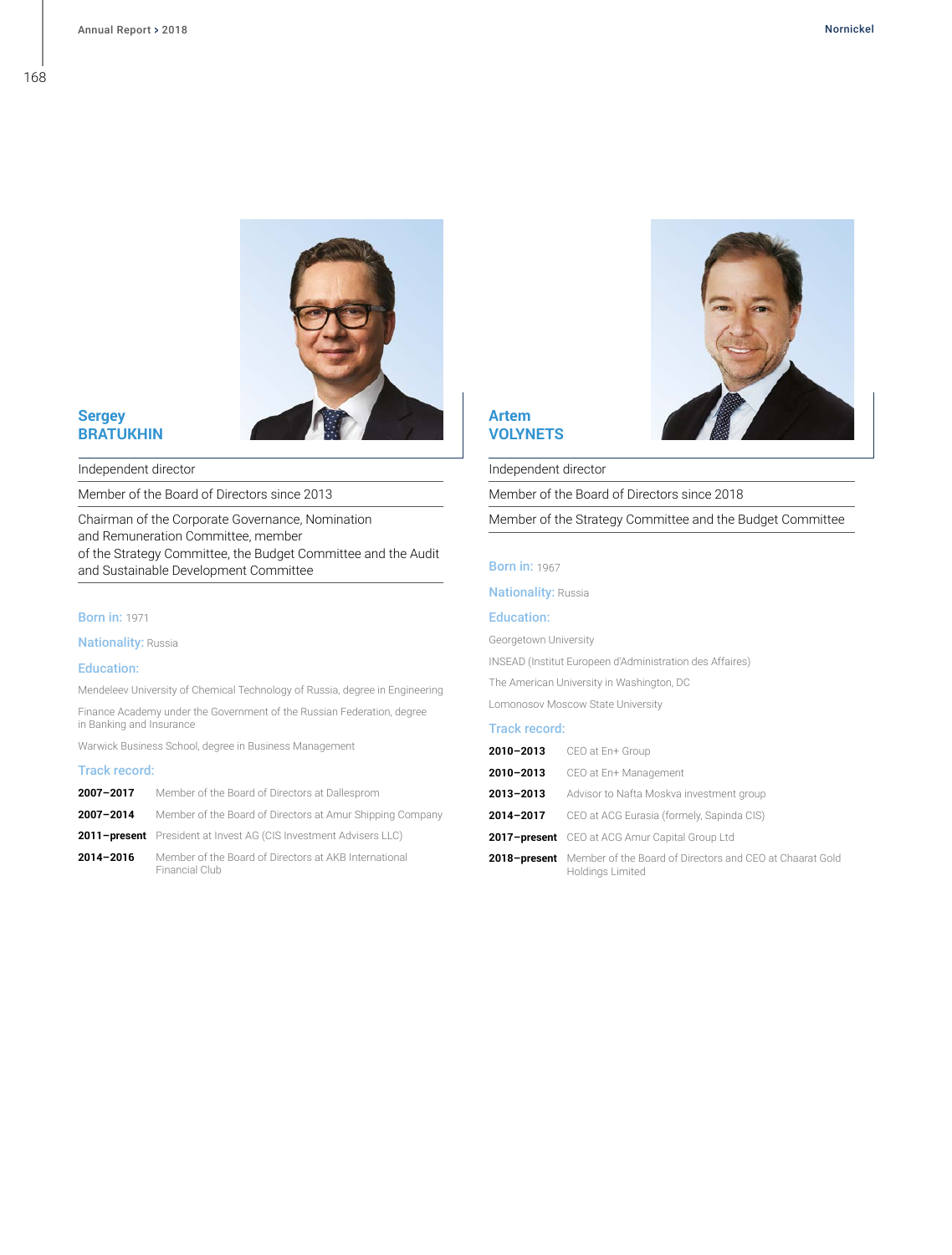## Sergey BRATUKHIN

Independent director

Member of the Board of Directors since 2013

Chairman of the Corporate Governance, Nomination and Remuneration Committee, member of the Strategy Committee, the Budget Committee and the Audit and Sustainable Development Committee

**Born in:** 1971

**Nationality:** Russia

**Education:**

Mendeleev University of Chemical Technology of Russia, degree in Engineering

Finance Academy under the Government of the Russian Federation, degree in Banking and Insurance

Warwick Business School, degree in Business Management

**Track record:**

| | |
|---|---|
| **2007–2017** | Member of the Board of Directors at Dallesprom |
| **2007–2014** | Member of the Board of Directors at Amur Shipping Company |
| **2011–present** | President at Invest AG (CIS Investment Advisers LLC) |
| **2014–2016** | Member of the Board of Directors at AKB International Financial Club |

## Artem VOLYNETS

Independent director

Member of the Board of Directors since 2018

Member of the Strategy Committee and the Budget Committee

**Born in:** 1967

**Nationality:** Russia

**Education:**

Georgetown University

INSEAD (Institut Europeen d'Administration des Affaires)

The American University in Washington, DC

Lomonosov Moscow State University

**Track record:**

| | |
|---|---|
| **2010–2013** | CEO at En+ Group |
| **2010–2013** | CEO at En+ Management |
| **2013–2013** | Advisor to Nafta Moskva investment group |
| **2014–2017** | CEO at ACG Eurasia (formely, Sapinda CIS) |
| **2017–present** | CEO at ACG Amur Capital Group Ltd |
| **2018–present** | Member of the Board of Directors and CEO at Chaarat Gold Holdings Limited |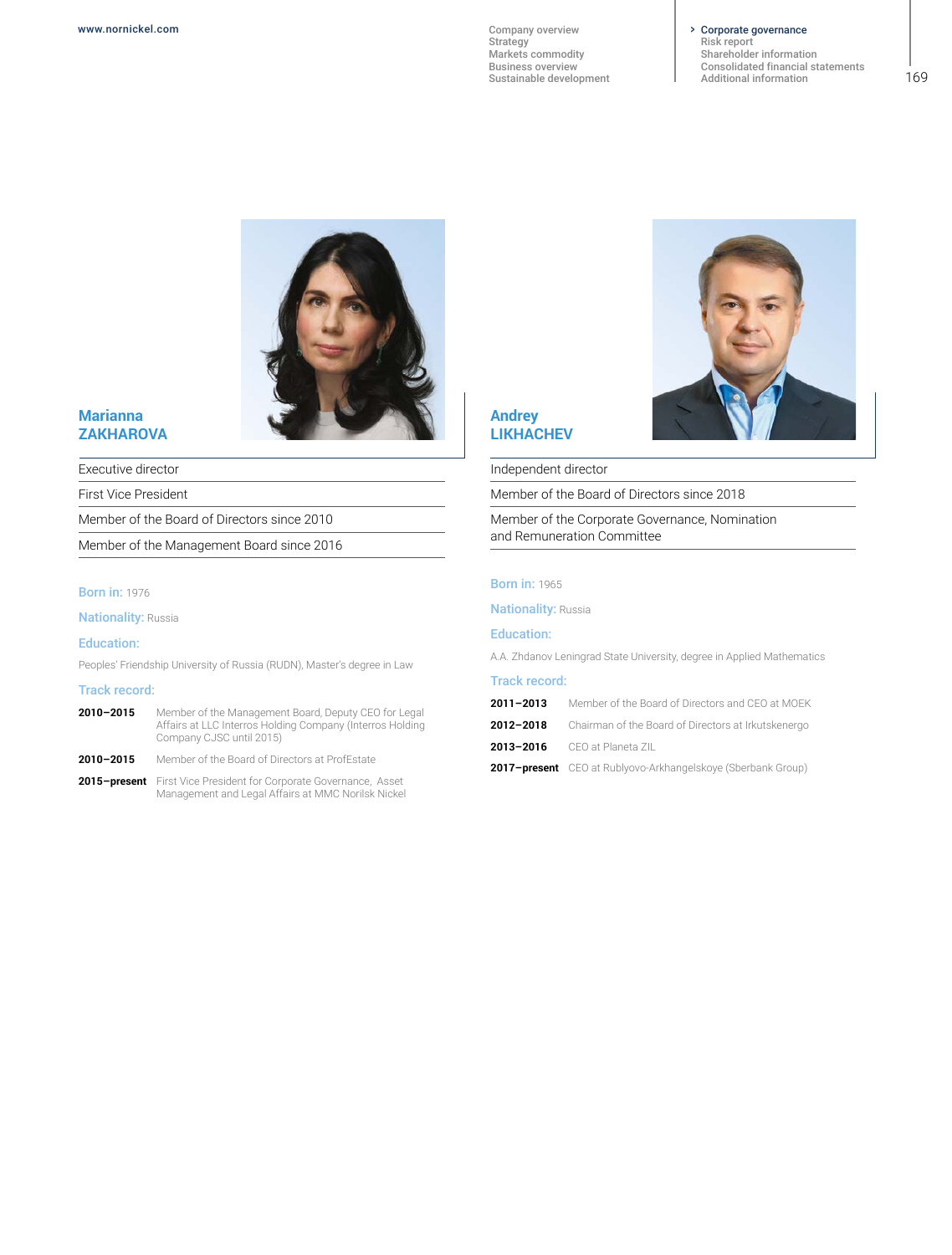## Marianna ZAKHAROVA

Executive director

First Vice President

Member of the Board of Directors since 2010

Member of the Management Board since 2016

**Born in:** 1976

**Nationality:** Russia

**Education:**

Peoples' Friendship University of Russia (RUDN), Master's degree in Law

**Track record:**

| | |
|---|---|
| **2010–2015** | Member of the Management Board, Deputy CEO for Legal Affairs at LLC Interros Holding Company (Interros Holding Company CJSC until 2015) |
| **2010–2015** | Member of the Board of Directors at ProfEstate |
| **2015–present** | First Vice President for Corporate Governance, Asset Management and Legal Affairs at MMC Norilsk Nickel |

## Andrey LIKHACHEV

Independent director

Member of the Board of Directors since 2018

Member of the Corporate Governance, Nomination and Remuneration Committee

**Born in:** 1965

**Nationality:** Russia

**Education:**

A.A. Zhdanov Leningrad State University, degree in Applied Mathematics

**Track record:**

| | |
|---|---|
| **2011–2013** | Member of the Board of Directors and CEO at MOEK |
| **2012–2018** | Chairman of the Board of Directors at Irkutskenergo |
| **2013–2016** | CEO at Planeta ZIL |
| **2017–present** | CEO at Rublyovo-Arkhangelskoye (Sberbank Group) |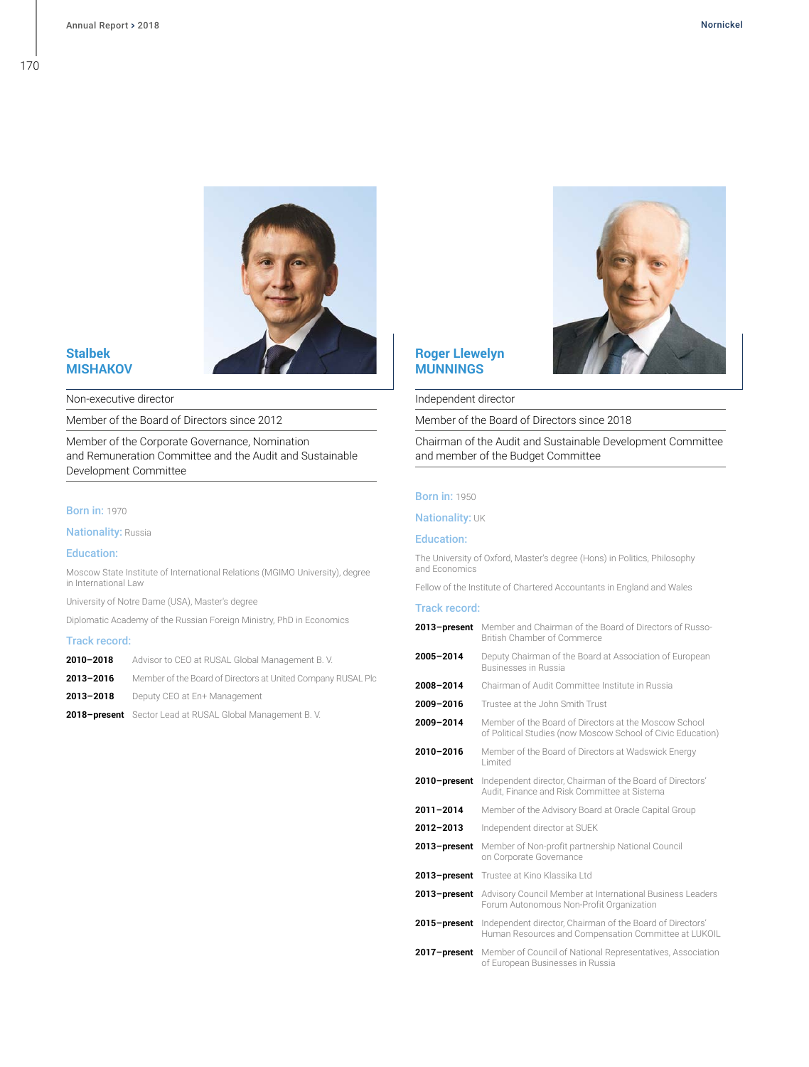## Stalbek MISHAKOV

Non-executive director

Member of the Board of Directors since 2012

Member of the Corporate Governance, Nomination and Remuneration Committee and the Audit and Sustainable Development Committee

**Born in:** 1970

**Nationality:** Russia

**Education:**

Moscow State Institute of International Relations (MGIMO University), degree in International Law

University of Notre Dame (USA), Master's degree

Diplomatic Academy of the Russian Foreign Ministry, PhD in Economics

**Track record:**

| | |
|---|---|
| **2010–2018** | Advisor to CEO at RUSAL Global Management B. V. |
| **2013–2016** | Member of the Board of Directors at United Company RUSAL Plc |
| **2013–2018** | Deputy CEO at En+ Management |
| **2018–present** | Sector Lead at RUSAL Global Management B. V. |

## Roger Llewelyn MUNNINGS

Independent director

Member of the Board of Directors since 2018

Chairman of the Audit and Sustainable Development Committee and member of the Budget Committee

**Born in:** 1950

**Nationality:** UK

**Education:**

The University of Oxford, Master's degree (Hons) in Politics, Philosophy and Economics

Fellow of the Institute of Chartered Accountants in England and Wales

**Track record:**

| | |
|---|---|
| **2013–present** | Member and Chairman of the Board of Directors of Russo-British Chamber of Commerce |
| **2005–2014** | Deputy Chairman of the Board at Association of European Businesses in Russia |
| **2008–2014** | Chairman of Audit Committee Institute in Russia |
| **2009–2016** | Trustee at the John Smith Trust |
| **2009–2014** | Member of the Board of Directors at the Moscow School of Political Studies (now Moscow School of Civic Education) |
| **2010–2016** | Member of the Board of Directors at Wadswick Energy Limited |
| **2010–present** | Independent director, Chairman of the Board of Directors' Audit, Finance and Risk Committee at Sistema |
| **2011–2014** | Member of the Advisory Board at Oracle Capital Group |
| **2012–2013** | Independent director at SUEK |
| **2013–present** | Member of Non-profit partnership National Council on Corporate Governance |
| **2013–present** | Trustee at Kino Klassika Ltd |
| **2013–present** | Advisory Council Member at International Business Leaders Forum Autonomous Non-Profit Organization |
| **2015–present** | Independent director, Chairman of the Board of Directors' Human Resources and Compensation Committee at LUKOIL |
| **2017–present** | Member of Council of National Representatives, Association of European Businesses in Russia |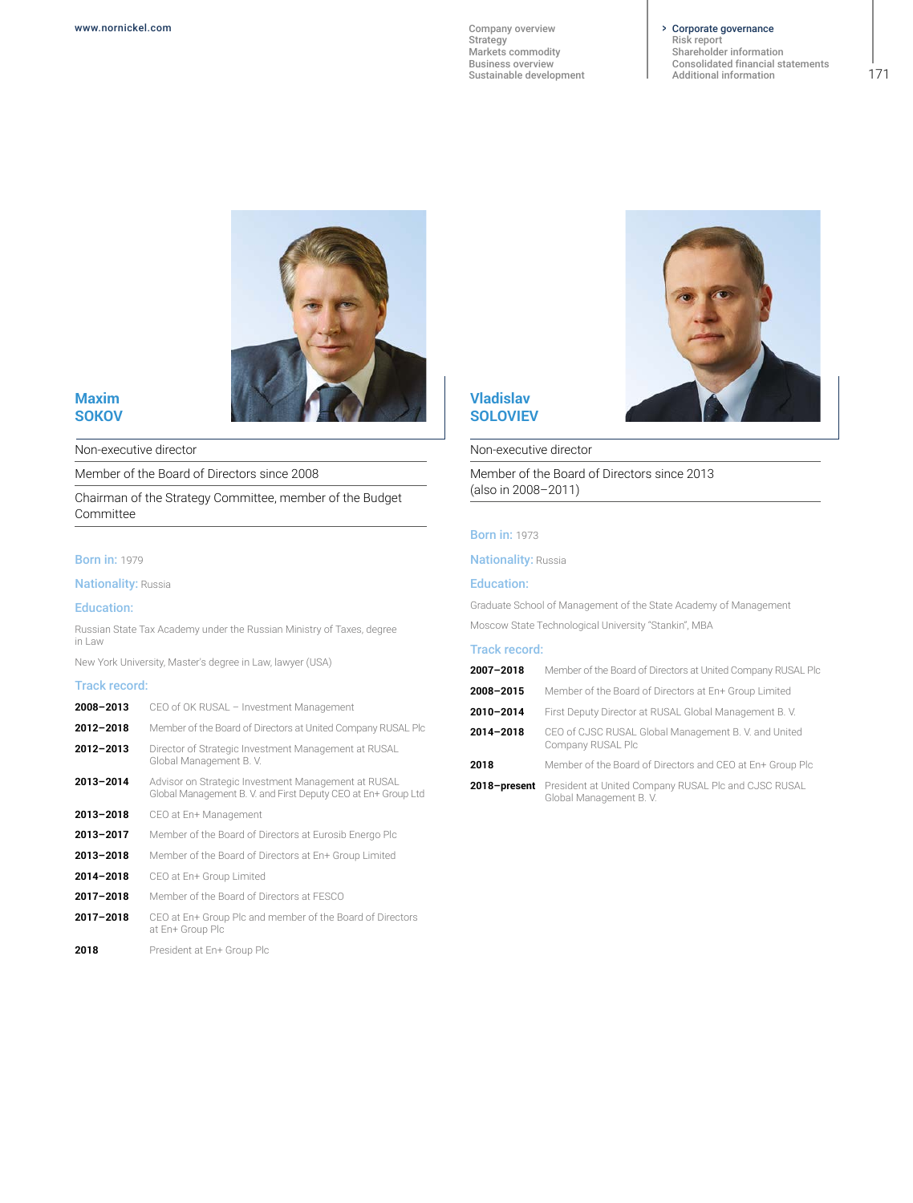## Maxim SOKOV

Non-executive director

Member of the Board of Directors since 2008

Chairman of the Strategy Committee, member of the Budget Committee

**Born in:** 1979

**Nationality:** Russia

**Education:**

Russian State Tax Academy under the Russian Ministry of Taxes, degree in Law

New York University, Master's degree in Law, lawyer (USA)

**Track record:**

| | |
|---|---|
| **2008–2013** | CEO of OK RUSAL – Investment Management |
| **2012–2018** | Member of the Board of Directors at United Company RUSAL Plc |
| **2012–2013** | Director of Strategic Investment Management at RUSAL Global Management B. V. |
| **2013–2014** | Advisor on Strategic Investment Management at RUSAL Global Management B. V. and First Deputy CEO at En+ Group Ltd |
| **2013–2018** | CEO at En+ Management |
| **2013–2017** | Member of the Board of Directors at Eurosib Energo Plc |
| **2013–2018** | Member of the Board of Directors at En+ Group Limited |
| **2014–2018** | CEO at En+ Group Limited |
| **2017–2018** | Member of the Board of Directors at FESCO |
| **2017–2018** | CEO at En+ Group Plc and member of the Board of Directors at En+ Group Plc |
| **2018** | President at En+ Group Plc |

## Vladislav SOLOVIEV

Non-executive director

Member of the Board of Directors since 2013 (also in 2008–2011)

**Born in:** 1973

**Nationality:** Russia

**Education:**

Graduate School of Management of the State Academy of Management

Moscow State Technological University "Stankin", MBA

**Track record:**

| | |
|---|---|
| **2007–2018** | Member of the Board of Directors at United Company RUSAL Plc |
| **2008–2015** | Member of the Board of Directors at En+ Group Limited |
| **2010–2014** | First Deputy Director at RUSAL Global Management B. V. |
| **2014–2018** | CEO of CJSC RUSAL Global Management B. V. and United Company RUSAL Plc |
| **2018** | Member of the Board of Directors and CEO at En+ Group Plc |
| **2018–present** | President at United Company RUSAL Plc and CJSC RUSAL Global Management B. V. |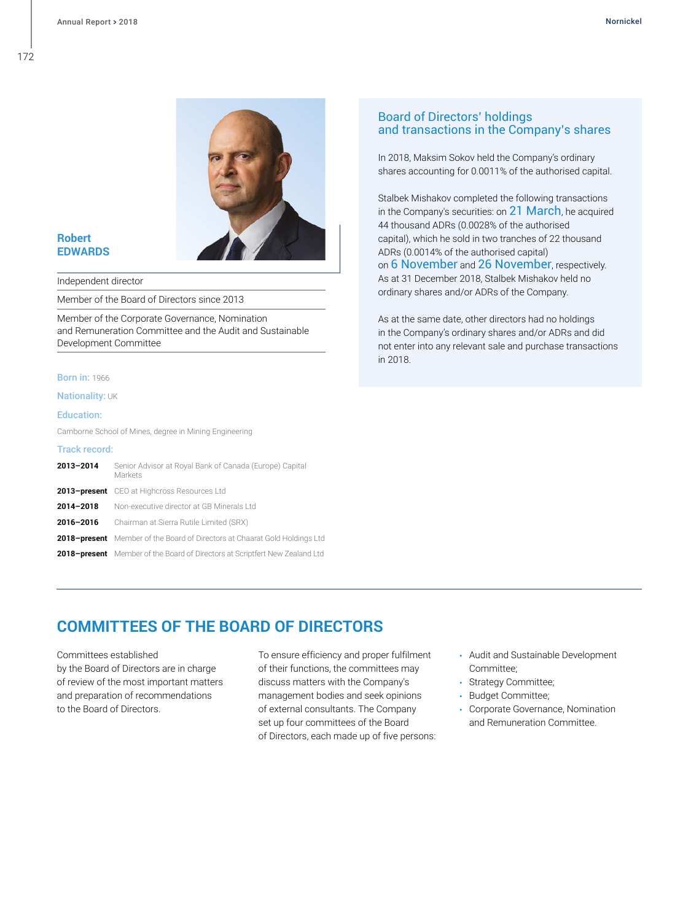## Robert EDWARDS

Independent director

Member of the Board of Directors since 2013

Member of the Corporate Governance, Nomination and Remuneration Committee and the Audit and Sustainable Development Committee

**Born in:** 1966

**Nationality:** UK

**Education:**

Camborne School of Mines, degree in Mining Engineering

**Track record:**

| | |
|---|---|
| **2013–2014** | Senior Advisor at Royal Bank of Canada (Europe) Capital Markets |
| **2013–present** | CEO at Highcross Resources Ltd |
| **2014–2018** | Non-executive director at GB Minerals Ltd |
| **2016–2016** | Chairman at Sierra Rutile Limited (SRX) |
| **2018–present** | Member of the Board of Directors at Chaarat Gold Holdings Ltd |
| **2018–present** | Member of the Board of Directors at Scriptfert New Zealand Ltd |

### Board of Directors' holdings and transactions in the Company's shares

In 2018, Maksim Sokov held the Company's ordinary shares accounting for 0.0011% of the authorised capital.

Stalbek Mishakov completed the following transactions in the Company's securities: on 21 March, he acquired 44 thousand ADRs (0.0028% of the authorised capital), which he sold in two tranches of 22 thousand ADRs (0.0014% of the authorised capital) on 6 November and 26 November, respectively. As at 31 December 2018, Stalbek Mishakov held no ordinary shares and/or ADRs of the Company.

As at the same date, other directors had no holdings in the Company's ordinary shares and/or ADRs and did not enter into any relevant sale and purchase transactions in 2018.

# COMMITTEES OF THE BOARD OF DIRECTORS

Committees established by the Board of Directors are in charge of review of the most important matters and preparation of recommendations to the Board of Directors.

To ensure efficiency and proper fulfilment of their functions, the committees may discuss matters with the Company's management bodies and seek opinions of external consultants. The Company set up four committees of the Board of Directors, each made up of five persons:

- Audit and Sustainable Development Committee;
- Strategy Committee;
- Budget Committee;
- Corporate Governance, Nomination and Remuneration Committee.